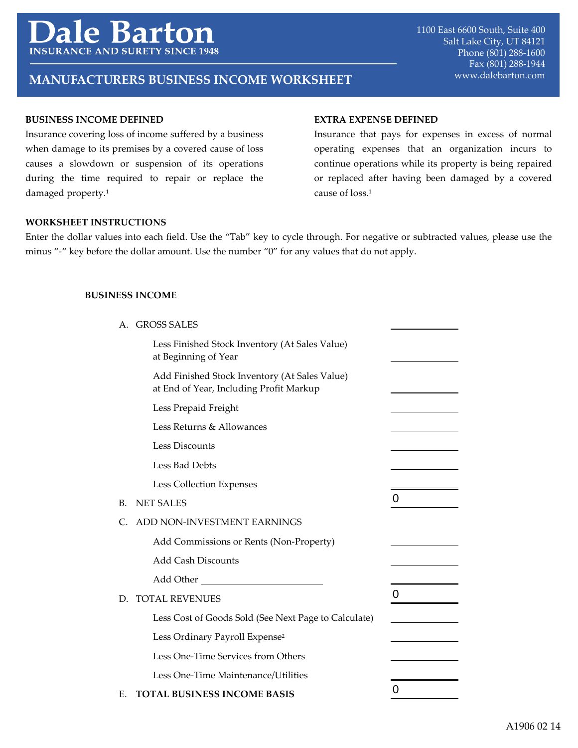# Dale Barton

**INSURANCE AND SURETY SINCE 1948**

1100 East 6600 South, Suite 400
Salt Lake City, UT 84121
Phone (801) 288-1600
Fax (801) 288-1944
www.dalebarton.com

## MANUFACTURERS BUSINESS INCOME WORKSHEET

**BUSINESS INCOME DEFINED**

Insurance covering loss of income suffered by a business when damage to its premises by a covered cause of loss causes a slowdown or suspension of its operations during the time required to repair or replace the damaged property.[1]

**EXTRA EXPENSE DEFINED**

Insurance that pays for expenses in excess of normal operating expenses that an organization incurs to continue operations while its property is being repaired or replaced after having been damaged by a covered cause of loss.[1]

**WORKSHEET INSTRUCTIONS**

Enter the dollar values into each field. Use the "Tab" key to cycle through. For negative or subtracted values, please use the minus "-" key before the dollar amount. Use the number "0" for any values that do not apply.

**BUSINESS INCOME**

| | |
|---|---|
| A. GROSS SALES | ______ |
| Less Finished Stock Inventory (At Sales Value) at Beginning of Year | ______ |
| Add Finished Stock Inventory (At Sales Value) at End of Year, Including Profit Markup | ______ |
| Less Prepaid Freight | ______ |
| Less Returns & Allowances | ______ |
| Less Discounts | ______ |
| Less Bad Debts | ______ |
| Less Collection Expenses | ______ |
| B. NET SALES | 0 |
| C. ADD NON-INVESTMENT EARNINGS | |
| Add Commissions or Rents (Non-Property) | ______ |
| Add Cash Discounts | ______ |
| Add Other ______________________ | ______ |
| D. TOTAL REVENUES | 0 |
| Less Cost of Goods Sold (See Next Page to Calculate) | ______ |
| Less Ordinary Payroll Expense[2] | ______ |
| Less One-Time Services from Others | ______ |
| Less One-Time Maintenance/Utilities | ______ |
| E. **TOTAL BUSINESS INCOME BASIS** | 0 |

A1906 02 14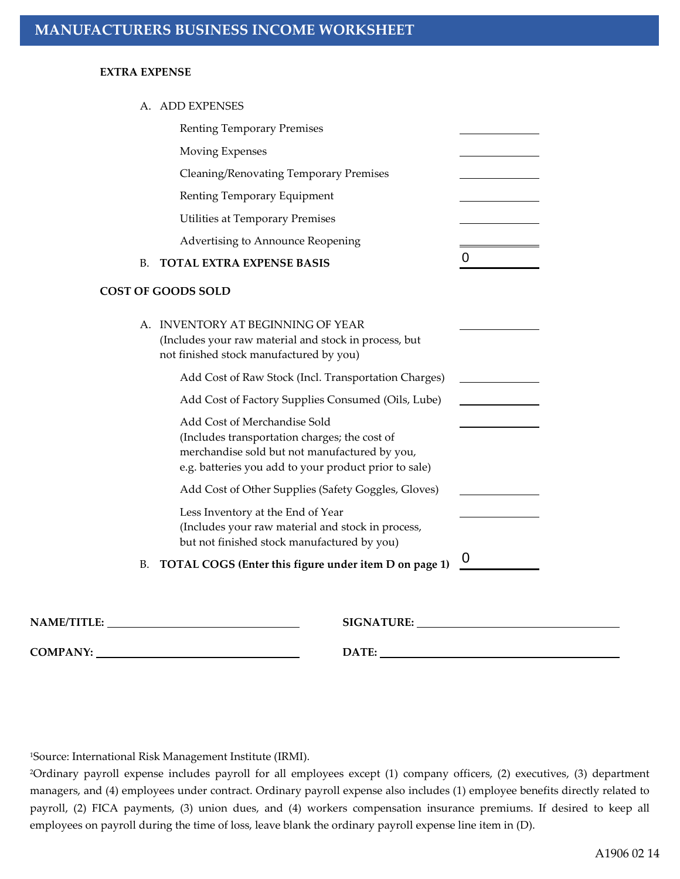# MANUFACTURERS BUSINESS INCOME WORKSHEET

**EXTRA EXPENSE**

A. ADD EXPENSES

| | |
|---|---|
| Renting Temporary Premises | |
| Moving Expenses | |
| Cleaning/Renovating Temporary Premises | |
| Renting Temporary Equipment | |
| Utilities at Temporary Premises | |
| Advertising to Announce Reopening | |
| B. **TOTAL EXTRA EXPENSE BASIS** | 0 |

**COST OF GOODS SOLD**

| | |
|---|---|
| A. INVENTORY AT BEGINNING OF YEAR (Includes your raw material and stock in process, but not finished stock manufactured by you) | |
| Add Cost of Raw Stock (Incl. Transportation Charges) | |
| Add Cost of Factory Supplies Consumed (Oils, Lube) | |
| Add Cost of Merchandise Sold (Includes transportation charges; the cost of merchandise sold but not manufactured by you, e.g. batteries you add to your product prior to sale) | |
| Add Cost of Other Supplies (Safety Goggles, Gloves) | |
| Less Inventory at the End of Year (Includes your raw material and stock in process, but not finished stock manufactured by you) | |
| B. **TOTAL COGS (Enter this figure under item D on page 1)** | 0 |

**NAME/TITLE:** ____________________ **SIGNATURE:** ____________________

**COMPANY:** ____________________ **DATE:** ____________________

[1]Source: International Risk Management Institute (IRMI).

[2]Ordinary payroll expense includes payroll for all employees except (1) company officers, (2) executives, (3) department managers, and (4) employees under contract. Ordinary payroll expense also includes (1) employee benefits directly related to payroll, (2) FICA payments, (3) union dues, and (4) workers compensation insurance premiums. If desired to keep all employees on payroll during the time of loss, leave blank the ordinary payroll expense line item in (D).

A1906 02 14